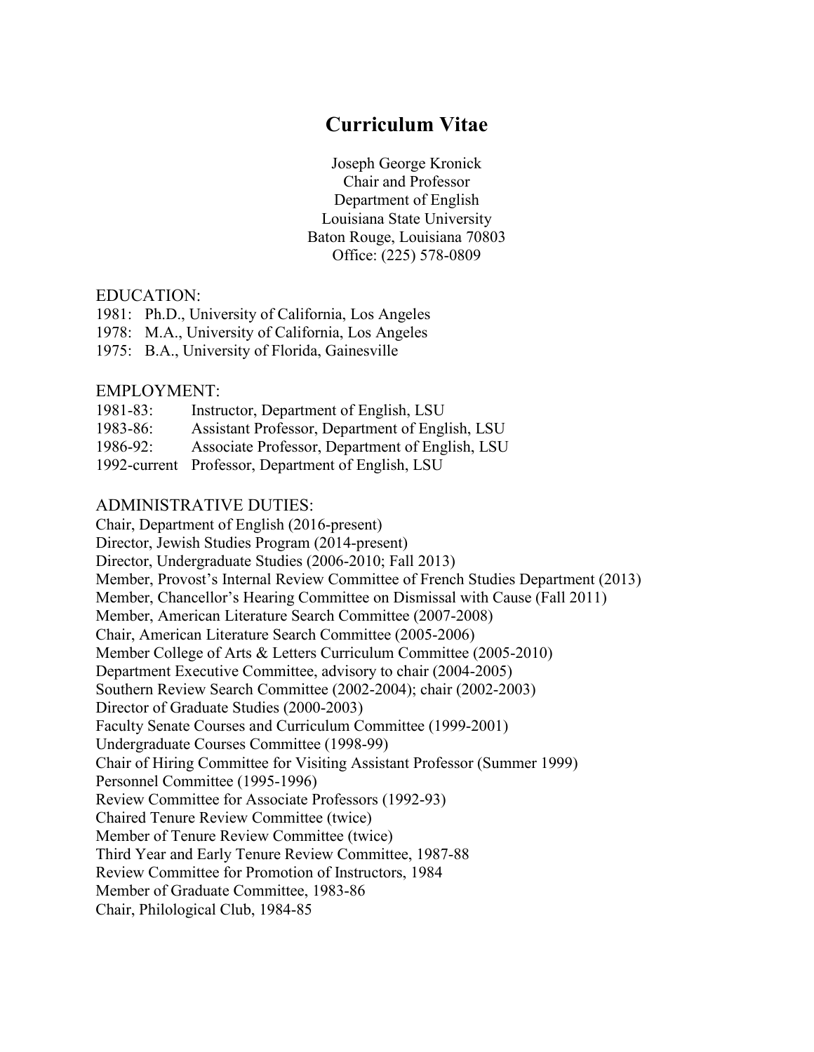# Curriculum Vitae

Joseph George Kronick
Chair and Professor
Department of English
Louisiana State University
Baton Rouge, Louisiana 70803
Office: (225) 578-0809

## EDUCATION:

1981: Ph.D., University of California, Los Angeles
1978: M.A., University of California, Los Angeles
1975: B.A., University of Florida, Gainesville

## EMPLOYMENT:

1981-83: Instructor, Department of English, LSU
1983-86: Assistant Professor, Department of English, LSU
1986-92: Associate Professor, Department of English, LSU
1992-current Professor, Department of English, LSU

## ADMINISTRATIVE DUTIES:

Chair, Department of English (2016-present)
Director, Jewish Studies Program (2014-present)
Director, Undergraduate Studies (2006-2010; Fall 2013)
Member, Provost's Internal Review Committee of French Studies Department (2013)
Member, Chancellor's Hearing Committee on Dismissal with Cause (Fall 2011)
Member, American Literature Search Committee (2007-2008)
Chair, American Literature Search Committee (2005-2006)
Member College of Arts & Letters Curriculum Committee (2005-2010)
Department Executive Committee, advisory to chair (2004-2005)
Southern Review Search Committee (2002-2004); chair (2002-2003)
Director of Graduate Studies (2000-2003)
Faculty Senate Courses and Curriculum Committee (1999-2001)
Undergraduate Courses Committee (1998-99)
Chair of Hiring Committee for Visiting Assistant Professor (Summer 1999)
Personnel Committee (1995-1996)
Review Committee for Associate Professors (1992-93)
Chaired Tenure Review Committee (twice)
Member of Tenure Review Committee (twice)
Third Year and Early Tenure Review Committee, 1987-88
Review Committee for Promotion of Instructors, 1984
Member of Graduate Committee, 1983-86
Chair, Philological Club, 1984-85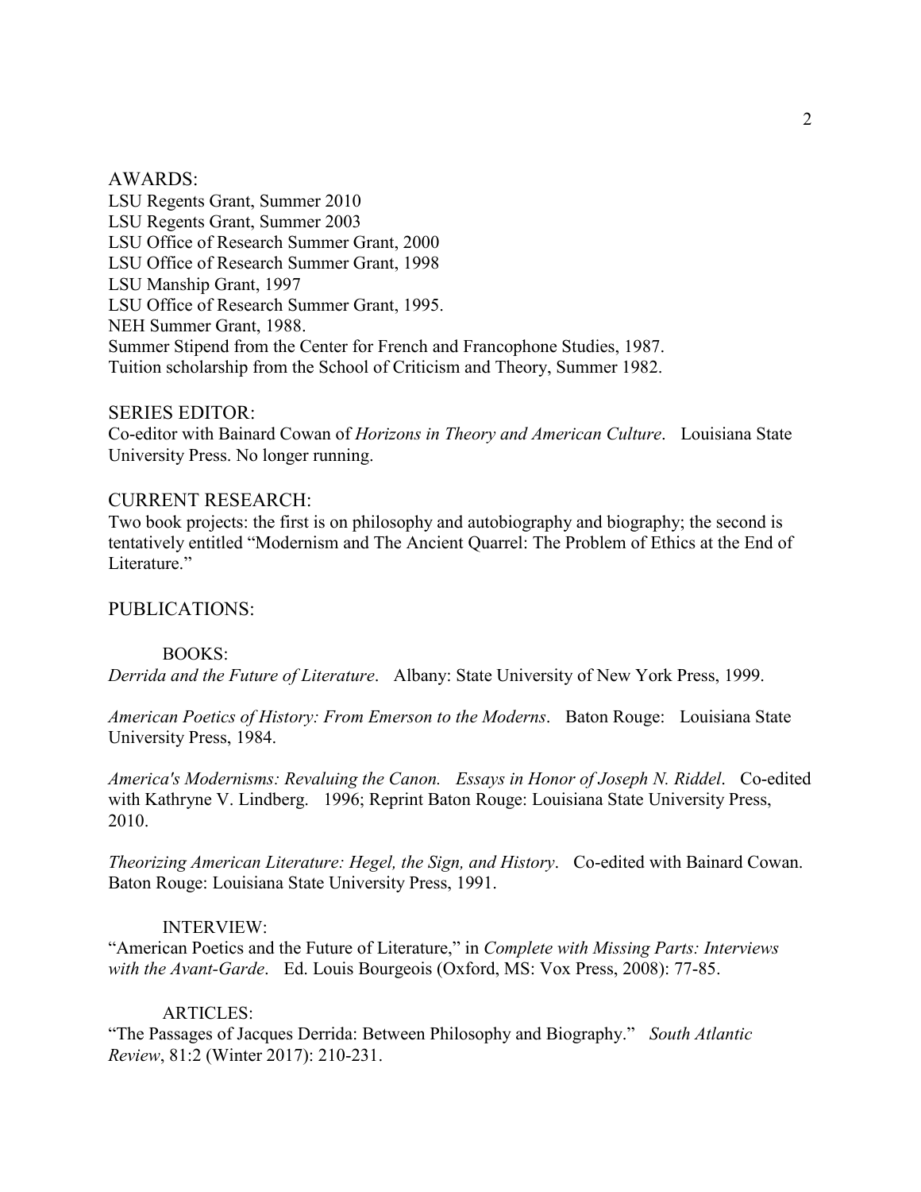## AWARDS:

LSU Regents Grant, Summer 2010
LSU Regents Grant, Summer 2003
LSU Office of Research Summer Grant, 2000
LSU Office of Research Summer Grant, 1998
LSU Manship Grant, 1997
LSU Office of Research Summer Grant, 1995.
NEH Summer Grant, 1988.
Summer Stipend from the Center for French and Francophone Studies, 1987.
Tuition scholarship from the School of Criticism and Theory, Summer 1982.

## SERIES EDITOR:

Co-editor with Bainard Cowan of *Horizons in Theory and American Culture*. Louisiana State University Press. No longer running.

## CURRENT RESEARCH:

Two book projects: the first is on philosophy and autobiography and biography; the second is tentatively entitled "Modernism and The Ancient Quarrel: The Problem of Ethics at the End of Literature."

## PUBLICATIONS:

### BOOKS:

*Derrida and the Future of Literature*. Albany: State University of New York Press, 1999.

*American Poetics of History: From Emerson to the Moderns*. Baton Rouge: Louisiana State University Press, 1984.

*America's Modernisms: Revaluing the Canon. Essays in Honor of Joseph N. Riddel*. Co-edited with Kathryne V. Lindberg. 1996; Reprint Baton Rouge: Louisiana State University Press, 2010.

*Theorizing American Literature: Hegel, the Sign, and History*. Co-edited with Bainard Cowan. Baton Rouge: Louisiana State University Press, 1991.

### INTERVIEW:

"American Poetics and the Future of Literature," in *Complete with Missing Parts: Interviews with the Avant-Garde*. Ed. Louis Bourgeois (Oxford, MS: Vox Press, 2008): 77-85.

### ARTICLES:

"The Passages of Jacques Derrida: Between Philosophy and Biography." *South Atlantic Review*, 81:2 (Winter 2017): 210-231.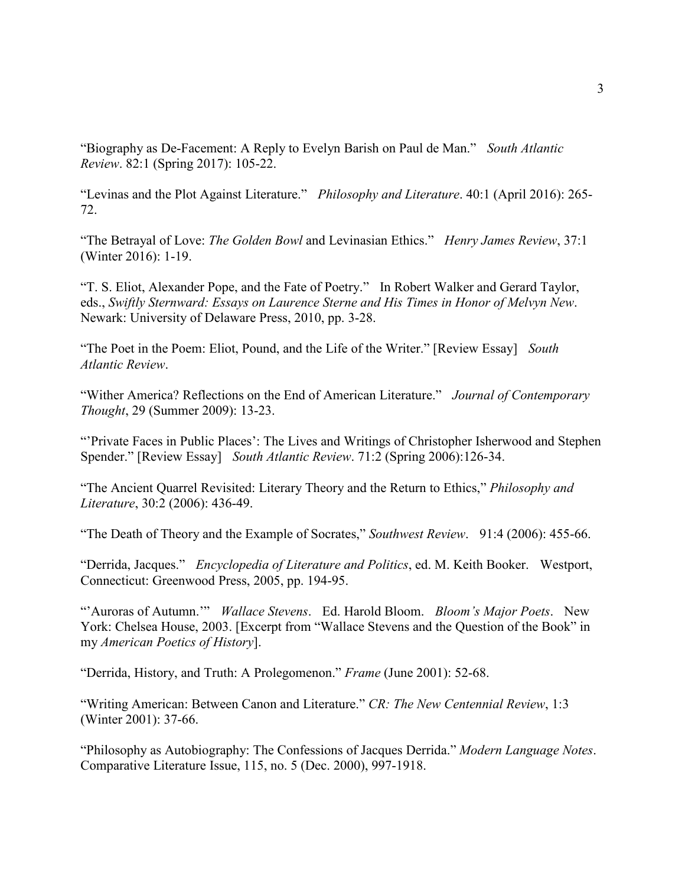"Biography as De-Facement: A Reply to Evelyn Barish on Paul de Man." *South Atlantic Review*. 82:1 (Spring 2017): 105-22.

"Levinas and the Plot Against Literature." *Philosophy and Literature*. 40:1 (April 2016): 265-72.

"The Betrayal of Love: *The Golden Bowl* and Levinasian Ethics." *Henry James Review*, 37:1 (Winter 2016): 1-19.

"T. S. Eliot, Alexander Pope, and the Fate of Poetry." In Robert Walker and Gerard Taylor, eds., *Swiftly Sternward: Essays on Laurence Sterne and His Times in Honor of Melvyn New*. Newark: University of Delaware Press, 2010, pp. 3-28.

"The Poet in the Poem: Eliot, Pound, and the Life of the Writer." [Review Essay] *South Atlantic Review*.

"Wither America? Reflections on the End of American Literature." *Journal of Contemporary Thought*, 29 (Summer 2009): 13-23.

"'Private Faces in Public Places': The Lives and Writings of Christopher Isherwood and Stephen Spender." [Review Essay] *South Atlantic Review*. 71:2 (Spring 2006):126-34.

"The Ancient Quarrel Revisited: Literary Theory and the Return to Ethics," *Philosophy and Literature*, 30:2 (2006): 436-49.

"The Death of Theory and the Example of Socrates," *Southwest Review*. 91:4 (2006): 455-66.

"Derrida, Jacques." *Encyclopedia of Literature and Politics*, ed. M. Keith Booker. Westport, Connecticut: Greenwood Press, 2005, pp. 194-95.

"'Auroras of Autumn.'" *Wallace Stevens*. Ed. Harold Bloom. *Bloom's Major Poets*. New York: Chelsea House, 2003. [Excerpt from "Wallace Stevens and the Question of the Book" in my *American Poetics of History*].

"Derrida, History, and Truth: A Prolegomenon." *Frame* (June 2001): 52-68.

"Writing American: Between Canon and Literature." *CR: The New Centennial Review*, 1:3 (Winter 2001): 37-66.

"Philosophy as Autobiography: The Confessions of Jacques Derrida." *Modern Language Notes*. Comparative Literature Issue, 115, no. 5 (Dec. 2000), 997-1918.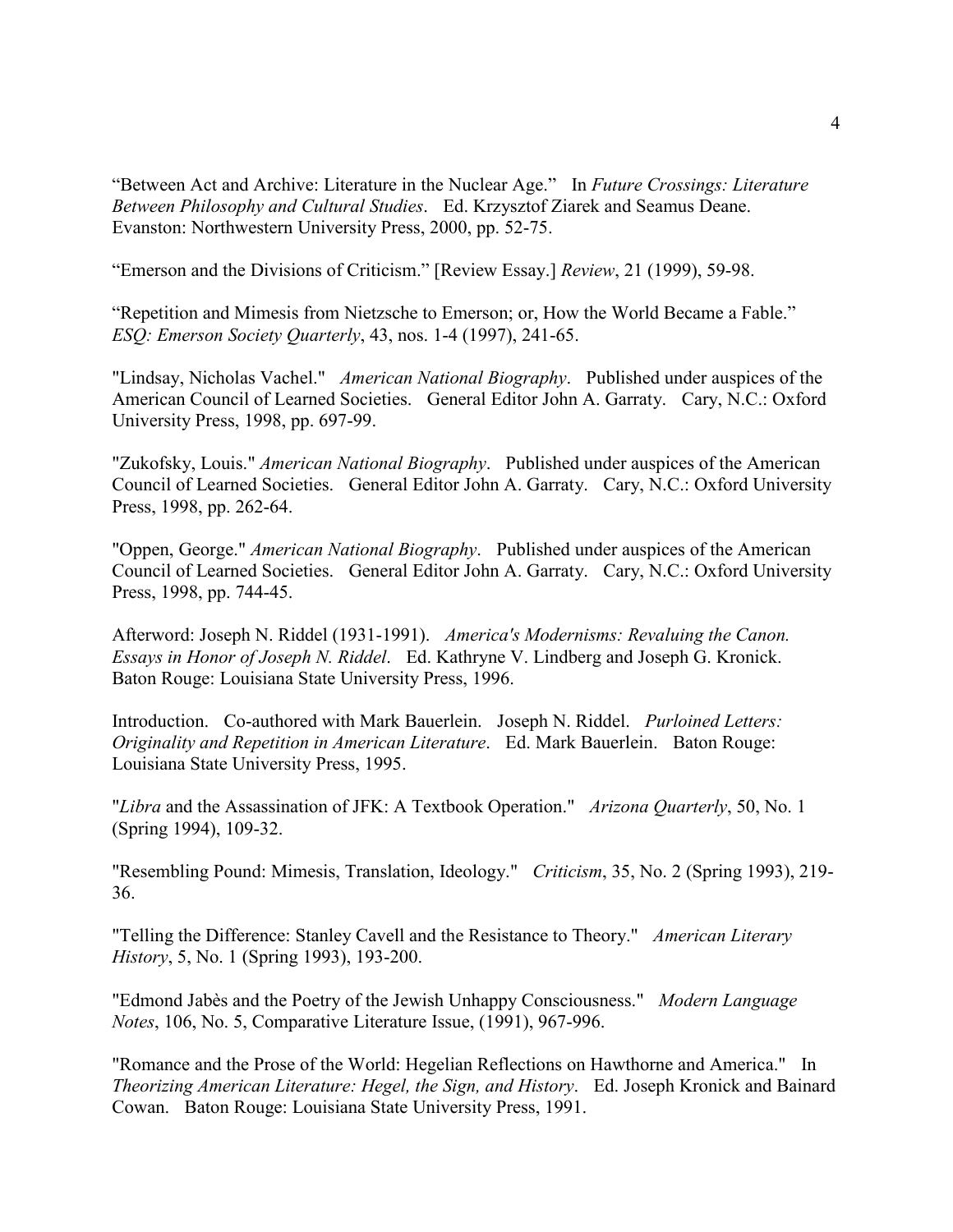"Between Act and Archive: Literature in the Nuclear Age." In *Future Crossings: Literature Between Philosophy and Cultural Studies*. Ed. Krzysztof Ziarek and Seamus Deane. Evanston: Northwestern University Press, 2000, pp. 52-75.

"Emerson and the Divisions of Criticism." [Review Essay.] *Review*, 21 (1999), 59-98.

"Repetition and Mimesis from Nietzsche to Emerson; or, How the World Became a Fable." *ESQ: Emerson Society Quarterly*, 43, nos. 1-4 (1997), 241-65.

"Lindsay, Nicholas Vachel." *American National Biography*. Published under auspices of the American Council of Learned Societies. General Editor John A. Garraty. Cary, N.C.: Oxford University Press, 1998, pp. 697-99.

"Zukofsky, Louis." *American National Biography*. Published under auspices of the American Council of Learned Societies. General Editor John A. Garraty. Cary, N.C.: Oxford University Press, 1998, pp. 262-64.

"Oppen, George." *American National Biography*. Published under auspices of the American Council of Learned Societies. General Editor John A. Garraty. Cary, N.C.: Oxford University Press, 1998, pp. 744-45.

Afterword: Joseph N. Riddel (1931-1991). *America's Modernisms: Revaluing the Canon. Essays in Honor of Joseph N. Riddel*. Ed. Kathryne V. Lindberg and Joseph G. Kronick. Baton Rouge: Louisiana State University Press, 1996.

Introduction. Co-authored with Mark Bauerlein. Joseph N. Riddel. *Purloined Letters: Originality and Repetition in American Literature*. Ed. Mark Bauerlein. Baton Rouge: Louisiana State University Press, 1995.

"*Libra* and the Assassination of JFK: A Textbook Operation." *Arizona Quarterly*, 50, No. 1 (Spring 1994), 109-32.

"Resembling Pound: Mimesis, Translation, Ideology." *Criticism*, 35, No. 2 (Spring 1993), 219-36.

"Telling the Difference: Stanley Cavell and the Resistance to Theory." *American Literary History*, 5, No. 1 (Spring 1993), 193-200.

"Edmond Jabès and the Poetry of the Jewish Unhappy Consciousness." *Modern Language Notes*, 106, No. 5, Comparative Literature Issue, (1991), 967-996.

"Romance and the Prose of the World: Hegelian Reflections on Hawthorne and America." In *Theorizing American Literature: Hegel, the Sign, and History*. Ed. Joseph Kronick and Bainard Cowan. Baton Rouge: Louisiana State University Press, 1991.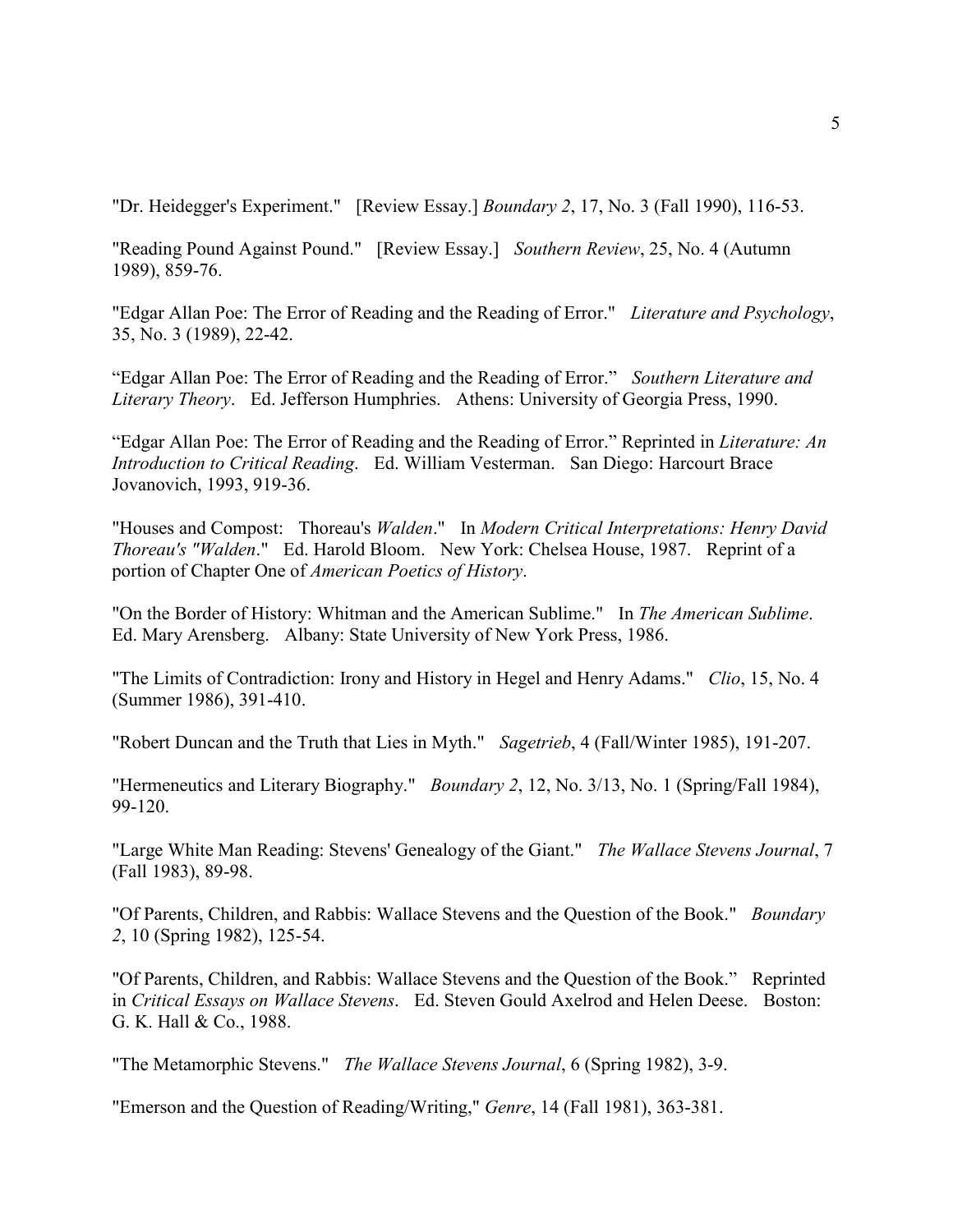"Dr. Heidegger's Experiment." [Review Essay.] *Boundary 2*, 17, No. 3 (Fall 1990), 116-53.

"Reading Pound Against Pound." [Review Essay.] *Southern Review*, 25, No. 4 (Autumn 1989), 859-76.

"Edgar Allan Poe: The Error of Reading and the Reading of Error." *Literature and Psychology*, 35, No. 3 (1989), 22-42.

"Edgar Allan Poe: The Error of Reading and the Reading of Error." *Southern Literature and Literary Theory*. Ed. Jefferson Humphries. Athens: University of Georgia Press, 1990.

"Edgar Allan Poe: The Error of Reading and the Reading of Error." Reprinted in *Literature: An Introduction to Critical Reading*. Ed. William Vesterman. San Diego: Harcourt Brace Jovanovich, 1993, 919-36.

"Houses and Compost: Thoreau's *Walden*." In *Modern Critical Interpretations: Henry David Thoreau's "Walden*." Ed. Harold Bloom. New York: Chelsea House, 1987. Reprint of a portion of Chapter One of *American Poetics of History*.

"On the Border of History: Whitman and the American Sublime." In *The American Sublime*. Ed. Mary Arensberg. Albany: State University of New York Press, 1986.

"The Limits of Contradiction: Irony and History in Hegel and Henry Adams." *Clio*, 15, No. 4 (Summer 1986), 391-410.

"Robert Duncan and the Truth that Lies in Myth." *Sagetrieb*, 4 (Fall/Winter 1985), 191-207.

"Hermeneutics and Literary Biography." *Boundary 2*, 12, No. 3/13, No. 1 (Spring/Fall 1984), 99-120.

"Large White Man Reading: Stevens' Genealogy of the Giant." *The Wallace Stevens Journal*, 7 (Fall 1983), 89-98.

"Of Parents, Children, and Rabbis: Wallace Stevens and the Question of the Book." *Boundary 2*, 10 (Spring 1982), 125-54.

"Of Parents, Children, and Rabbis: Wallace Stevens and the Question of the Book." Reprinted in *Critical Essays on Wallace Stevens*. Ed. Steven Gould Axelrod and Helen Deese. Boston: G. K. Hall & Co., 1988.

"The Metamorphic Stevens." *The Wallace Stevens Journal*, 6 (Spring 1982), 3-9.

"Emerson and the Question of Reading/Writing," *Genre*, 14 (Fall 1981), 363-381.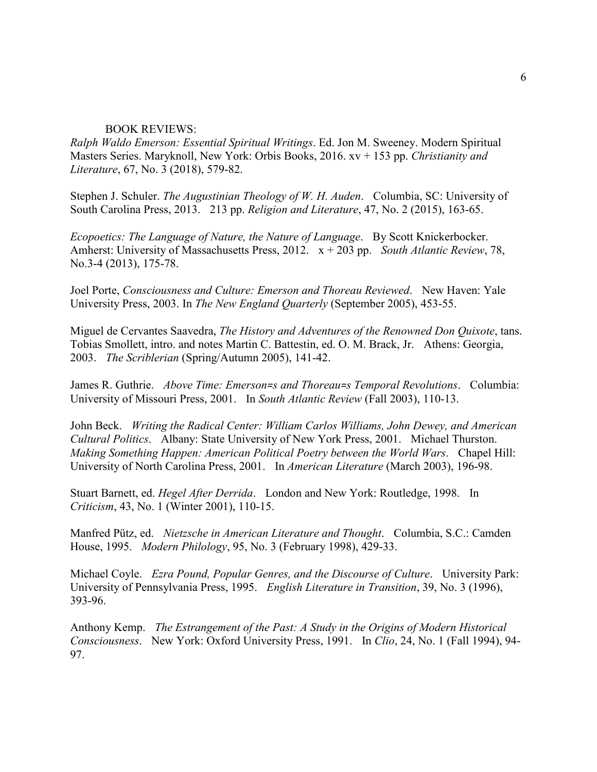BOOK REVIEWS:

*Ralph Waldo Emerson: Essential Spiritual Writings*. Ed. Jon M. Sweeney. Modern Spiritual Masters Series. Maryknoll, New York: Orbis Books, 2016. xv + 153 pp. *Christianity and Literature*, 67, No. 3 (2018), 579-82.

Stephen J. Schuler. *The Augustinian Theology of W. H. Auden*. Columbia, SC: University of South Carolina Press, 2013. 213 pp. *Religion and Literature*, 47, No. 2 (2015), 163-65.

*Ecopoetics: The Language of Nature, the Nature of Language*. By Scott Knickerbocker. Amherst: University of Massachusetts Press, 2012. x + 203 pp. *South Atlantic Review*, 78, No.3-4 (2013), 175-78.

Joel Porte, *Consciousness and Culture: Emerson and Thoreau Reviewed*. New Haven: Yale University Press, 2003. In *The New England Quarterly* (September 2005), 453-55.

Miguel de Cervantes Saavedra, *The History and Adventures of the Renowned Don Quixote*, tans. Tobias Smollett, intro. and notes Martin C. Battestin, ed. O. M. Brack, Jr. Athens: Georgia, 2003. *The Scriblerian* (Spring/Autumn 2005), 141-42.

James R. Guthrie. *Above Time: Emerson=s and Thoreau=s Temporal Revolutions*. Columbia: University of Missouri Press, 2001. In *South Atlantic Review* (Fall 2003), 110-13.

John Beck. *Writing the Radical Center: William Carlos Williams, John Dewey, and American Cultural Politics*. Albany: State University of New York Press, 2001. Michael Thurston. *Making Something Happen: American Political Poetry between the World Wars*. Chapel Hill: University of North Carolina Press, 2001. In *American Literature* (March 2003), 196-98.

Stuart Barnett, ed. *Hegel After Derrida*. London and New York: Routledge, 1998. In *Criticism*, 43, No. 1 (Winter 2001), 110-15.

Manfred Pütz, ed. *Nietzsche in American Literature and Thought*. Columbia, S.C.: Camden House, 1995. *Modern Philology*, 95, No. 3 (February 1998), 429-33.

Michael Coyle. *Ezra Pound, Popular Genres, and the Discourse of Culture*. University Park: University of Pennsylvania Press, 1995. *English Literature in Transition*, 39, No. 3 (1996), 393-96.

Anthony Kemp. *The Estrangement of the Past: A Study in the Origins of Modern Historical Consciousness*. New York: Oxford University Press, 1991. In *Clio*, 24, No. 1 (Fall 1994), 94-97.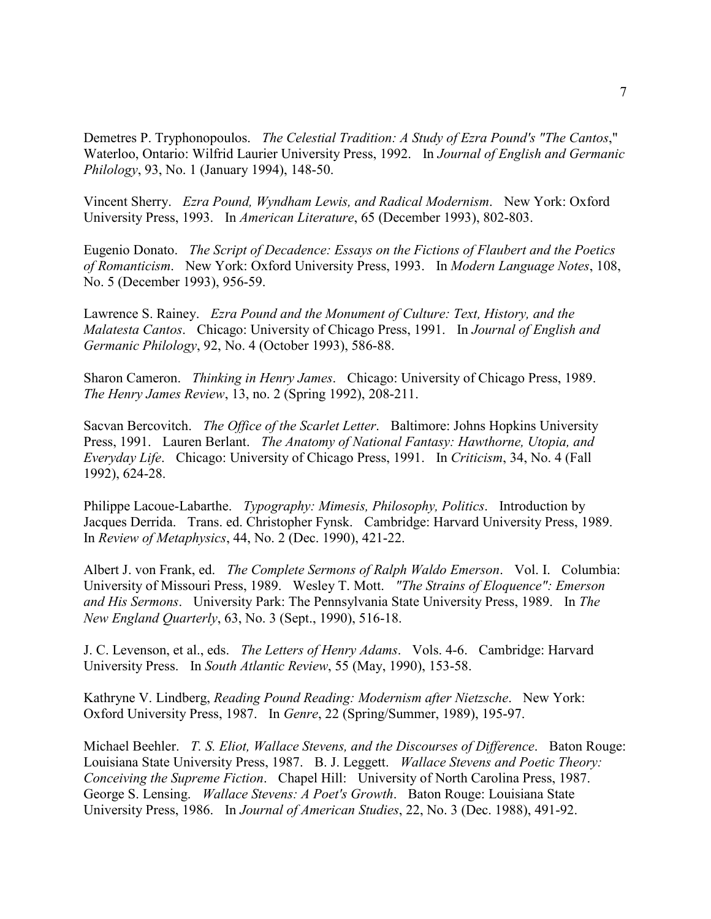Demetres P. Tryphonopoulos. *The Celestial Tradition: A Study of Ezra Pound's "The Cantos*," Waterloo, Ontario: Wilfrid Laurier University Press, 1992. In *Journal of English and Germanic Philology*, 93, No. 1 (January 1994), 148-50.

Vincent Sherry. *Ezra Pound, Wyndham Lewis, and Radical Modernism*. New York: Oxford University Press, 1993. In *American Literature*, 65 (December 1993), 802-803.

Eugenio Donato. *The Script of Decadence: Essays on the Fictions of Flaubert and the Poetics of Romanticism*. New York: Oxford University Press, 1993. In *Modern Language Notes*, 108, No. 5 (December 1993), 956-59.

Lawrence S. Rainey. *Ezra Pound and the Monument of Culture: Text, History, and the Malatesta Cantos*. Chicago: University of Chicago Press, 1991. In *Journal of English and Germanic Philology*, 92, No. 4 (October 1993), 586-88.

Sharon Cameron. *Thinking in Henry James*. Chicago: University of Chicago Press, 1989. *The Henry James Review*, 13, no. 2 (Spring 1992), 208-211.

Sacvan Bercovitch. *The Office of the Scarlet Letter*. Baltimore: Johns Hopkins University Press, 1991. Lauren Berlant. *The Anatomy of National Fantasy: Hawthorne, Utopia, and Everyday Life*. Chicago: University of Chicago Press, 1991. In *Criticism*, 34, No. 4 (Fall 1992), 624-28.

Philippe Lacoue-Labarthe. *Typography: Mimesis, Philosophy, Politics*. Introduction by Jacques Derrida. Trans. ed. Christopher Fynsk. Cambridge: Harvard University Press, 1989. In *Review of Metaphysics*, 44, No. 2 (Dec. 1990), 421-22.

Albert J. von Frank, ed. *The Complete Sermons of Ralph Waldo Emerson*. Vol. I. Columbia: University of Missouri Press, 1989. Wesley T. Mott. *"The Strains of Eloquence": Emerson and His Sermons*. University Park: The Pennsylvania State University Press, 1989. In *The New England Quarterly*, 63, No. 3 (Sept., 1990), 516-18.

J. C. Levenson, et al., eds. *The Letters of Henry Adams*. Vols. 4-6. Cambridge: Harvard University Press. In *South Atlantic Review*, 55 (May, 1990), 153-58.

Kathryne V. Lindberg, *Reading Pound Reading: Modernism after Nietzsche*. New York: Oxford University Press, 1987. In *Genre*, 22 (Spring/Summer, 1989), 195-97.

Michael Beehler. *T. S. Eliot, Wallace Stevens, and the Discourses of Difference*. Baton Rouge: Louisiana State University Press, 1987. B. J. Leggett. *Wallace Stevens and Poetic Theory: Conceiving the Supreme Fiction*. Chapel Hill: University of North Carolina Press, 1987. George S. Lensing. *Wallace Stevens: A Poet's Growth*. Baton Rouge: Louisiana State University Press, 1986. In *Journal of American Studies*, 22, No. 3 (Dec. 1988), 491-92.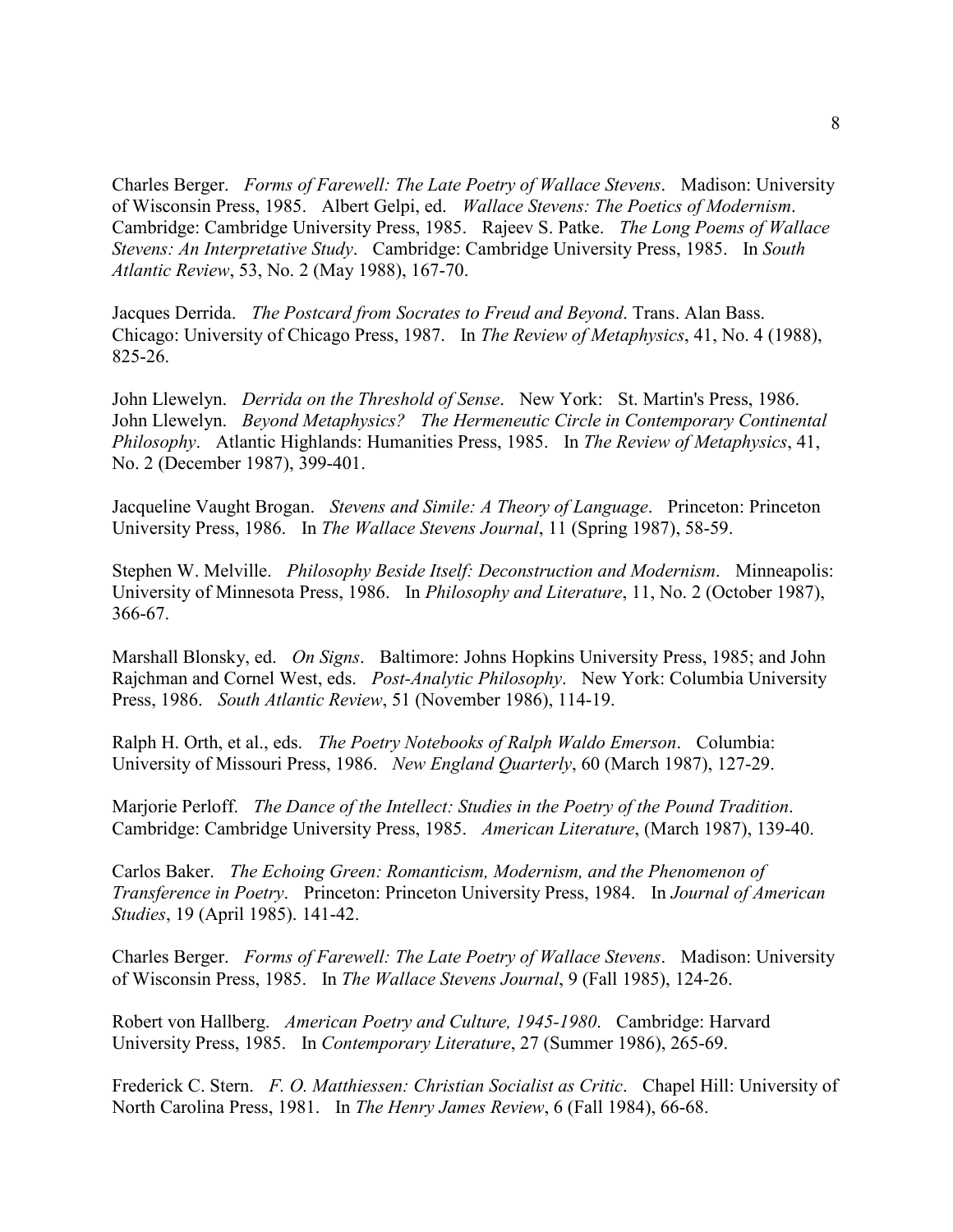Charles Berger. *Forms of Farewell: The Late Poetry of Wallace Stevens*. Madison: University of Wisconsin Press, 1985. Albert Gelpi, ed. *Wallace Stevens: The Poetics of Modernism*. Cambridge: Cambridge University Press, 1985. Rajeev S. Patke. *The Long Poems of Wallace Stevens: An Interpretative Study*. Cambridge: Cambridge University Press, 1985. In *South Atlantic Review*, 53, No. 2 (May 1988), 167-70.

Jacques Derrida. *The Postcard from Socrates to Freud and Beyond*. Trans. Alan Bass. Chicago: University of Chicago Press, 1987. In *The Review of Metaphysics*, 41, No. 4 (1988), 825-26.

John Llewelyn. *Derrida on the Threshold of Sense*. New York: St. Martin's Press, 1986. John Llewelyn. *Beyond Metaphysics? The Hermeneutic Circle in Contemporary Continental Philosophy*. Atlantic Highlands: Humanities Press, 1985. In *The Review of Metaphysics*, 41, No. 2 (December 1987), 399-401.

Jacqueline Vaught Brogan. *Stevens and Simile: A Theory of Language*. Princeton: Princeton University Press, 1986. In *The Wallace Stevens Journal*, 11 (Spring 1987), 58-59.

Stephen W. Melville. *Philosophy Beside Itself: Deconstruction and Modernism*. Minneapolis: University of Minnesota Press, 1986. In *Philosophy and Literature*, 11, No. 2 (October 1987), 366-67.

Marshall Blonsky, ed. *On Signs*. Baltimore: Johns Hopkins University Press, 1985; and John Rajchman and Cornel West, eds. *Post-Analytic Philosophy*. New York: Columbia University Press, 1986. *South Atlantic Review*, 51 (November 1986), 114-19.

Ralph H. Orth, et al., eds. *The Poetry Notebooks of Ralph Waldo Emerson*. Columbia: University of Missouri Press, 1986. *New England Quarterly*, 60 (March 1987), 127-29.

Marjorie Perloff. *The Dance of the Intellect: Studies in the Poetry of the Pound Tradition*. Cambridge: Cambridge University Press, 1985. *American Literature*, (March 1987), 139-40.

Carlos Baker. *The Echoing Green: Romanticism, Modernism, and the Phenomenon of Transference in Poetry*. Princeton: Princeton University Press, 1984. In *Journal of American Studies*, 19 (April 1985). 141-42.

Charles Berger. *Forms of Farewell: The Late Poetry of Wallace Stevens*. Madison: University of Wisconsin Press, 1985. In *The Wallace Stevens Journal*, 9 (Fall 1985), 124-26.

Robert von Hallberg. *American Poetry and Culture, 1945-1980*. Cambridge: Harvard University Press, 1985. In *Contemporary Literature*, 27 (Summer 1986), 265-69.

Frederick C. Stern. *F. O. Matthiessen: Christian Socialist as Critic*. Chapel Hill: University of North Carolina Press, 1981. In *The Henry James Review*, 6 (Fall 1984), 66-68.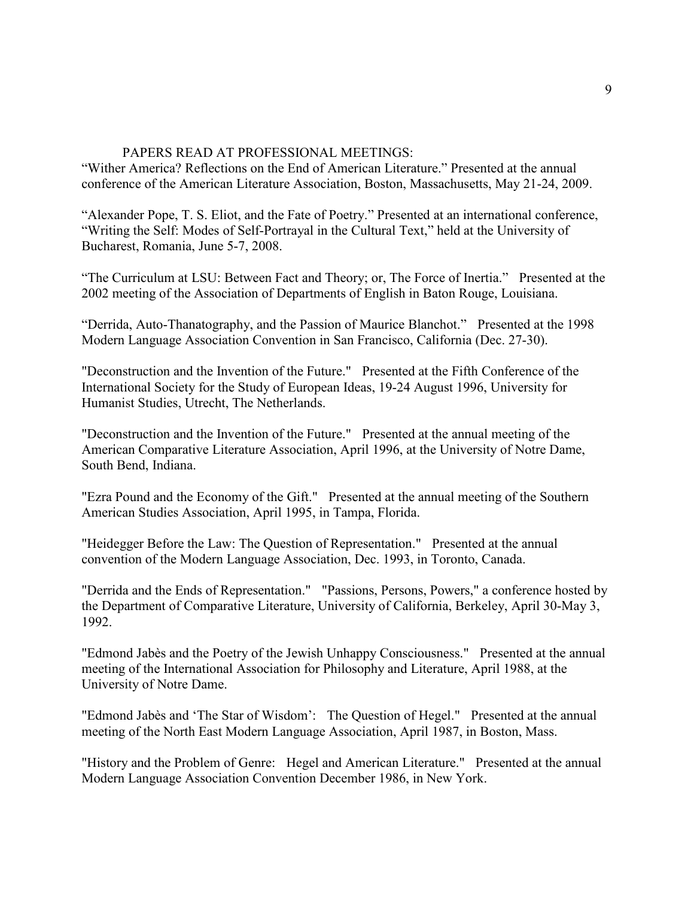## PAPERS READ AT PROFESSIONAL MEETINGS:

"Wither America? Reflections on the End of American Literature." Presented at the annual conference of the American Literature Association, Boston, Massachusetts, May 21-24, 2009.

"Alexander Pope, T. S. Eliot, and the Fate of Poetry." Presented at an international conference, "Writing the Self: Modes of Self-Portrayal in the Cultural Text," held at the University of Bucharest, Romania, June 5-7, 2008.

"The Curriculum at LSU: Between Fact and Theory; or, The Force of Inertia." Presented at the 2002 meeting of the Association of Departments of English in Baton Rouge, Louisiana.

"Derrida, Auto-Thanatography, and the Passion of Maurice Blanchot." Presented at the 1998 Modern Language Association Convention in San Francisco, California (Dec. 27-30).

"Deconstruction and the Invention of the Future." Presented at the Fifth Conference of the International Society for the Study of European Ideas, 19-24 August 1996, University for Humanist Studies, Utrecht, The Netherlands.

"Deconstruction and the Invention of the Future." Presented at the annual meeting of the American Comparative Literature Association, April 1996, at the University of Notre Dame, South Bend, Indiana.

"Ezra Pound and the Economy of the Gift." Presented at the annual meeting of the Southern American Studies Association, April 1995, in Tampa, Florida.

"Heidegger Before the Law: The Question of Representation." Presented at the annual convention of the Modern Language Association, Dec. 1993, in Toronto, Canada.

"Derrida and the Ends of Representation." "Passions, Persons, Powers," a conference hosted by the Department of Comparative Literature, University of California, Berkeley, April 30-May 3, 1992.

"Edmond Jabès and the Poetry of the Jewish Unhappy Consciousness." Presented at the annual meeting of the International Association for Philosophy and Literature, April 1988, at the University of Notre Dame.

"Edmond Jabès and 'The Star of Wisdom': The Question of Hegel." Presented at the annual meeting of the North East Modern Language Association, April 1987, in Boston, Mass.

"History and the Problem of Genre: Hegel and American Literature." Presented at the annual Modern Language Association Convention December 1986, in New York.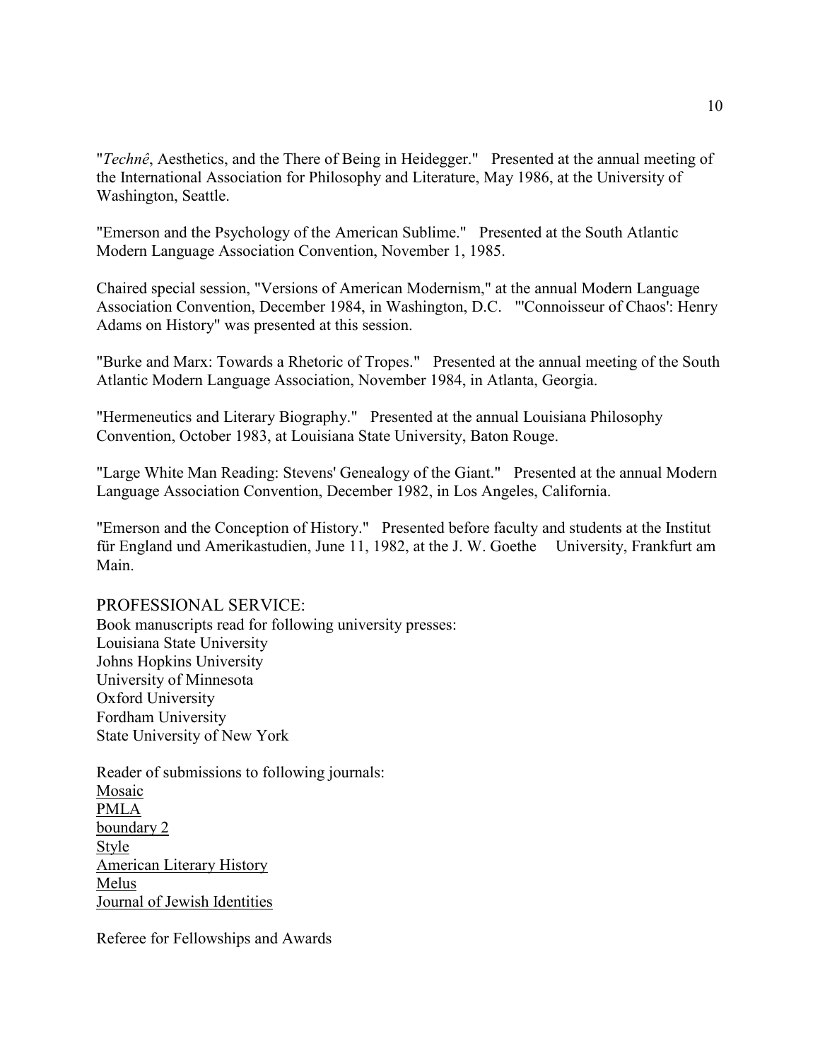"*Technê*, Aesthetics, and the There of Being in Heidegger." Presented at the annual meeting of the International Association for Philosophy and Literature, May 1986, at the University of Washington, Seattle.

"Emerson and the Psychology of the American Sublime." Presented at the South Atlantic Modern Language Association Convention, November 1, 1985.

Chaired special session, "Versions of American Modernism," at the annual Modern Language Association Convention, December 1984, in Washington, D.C. "'Connoisseur of Chaos': Henry Adams on History" was presented at this session.

"Burke and Marx: Towards a Rhetoric of Tropes." Presented at the annual meeting of the South Atlantic Modern Language Association, November 1984, in Atlanta, Georgia.

"Hermeneutics and Literary Biography." Presented at the annual Louisiana Philosophy Convention, October 1983, at Louisiana State University, Baton Rouge.

"Large White Man Reading: Stevens' Genealogy of the Giant." Presented at the annual Modern Language Association Convention, December 1982, in Los Angeles, California.

"Emerson and the Conception of History." Presented before faculty and students at the Institut für England und Amerikastudien, June 11, 1982, at the J. W. Goethe University, Frankfurt am Main.

## PROFESSIONAL SERVICE:

Book manuscripts read for following university presses:
Louisiana State University
Johns Hopkins University
University of Minnesota
Oxford University
Fordham University
State University of New York

Reader of submissions to following journals:
Mosaic
PMLA
boundary 2
Style
American Literary History
Melus
Journal of Jewish Identities

Referee for Fellowships and Awards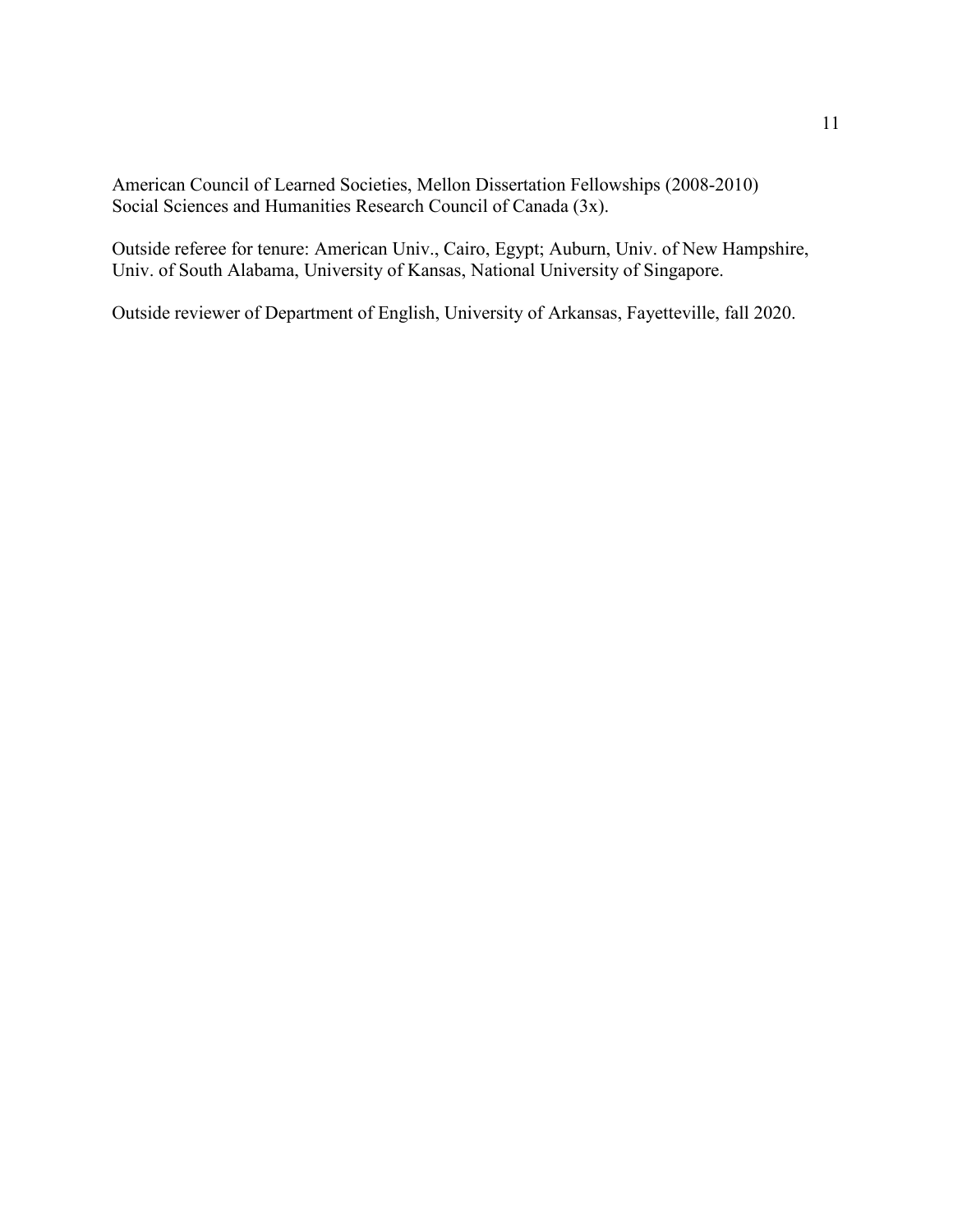American Council of Learned Societies, Mellon Dissertation Fellowships (2008-2010)
Social Sciences and Humanities Research Council of Canada (3x).

Outside referee for tenure: American Univ., Cairo, Egypt; Auburn, Univ. of New Hampshire, Univ. of South Alabama, University of Kansas, National University of Singapore.

Outside reviewer of Department of English, University of Arkansas, Fayetteville, fall 2020.